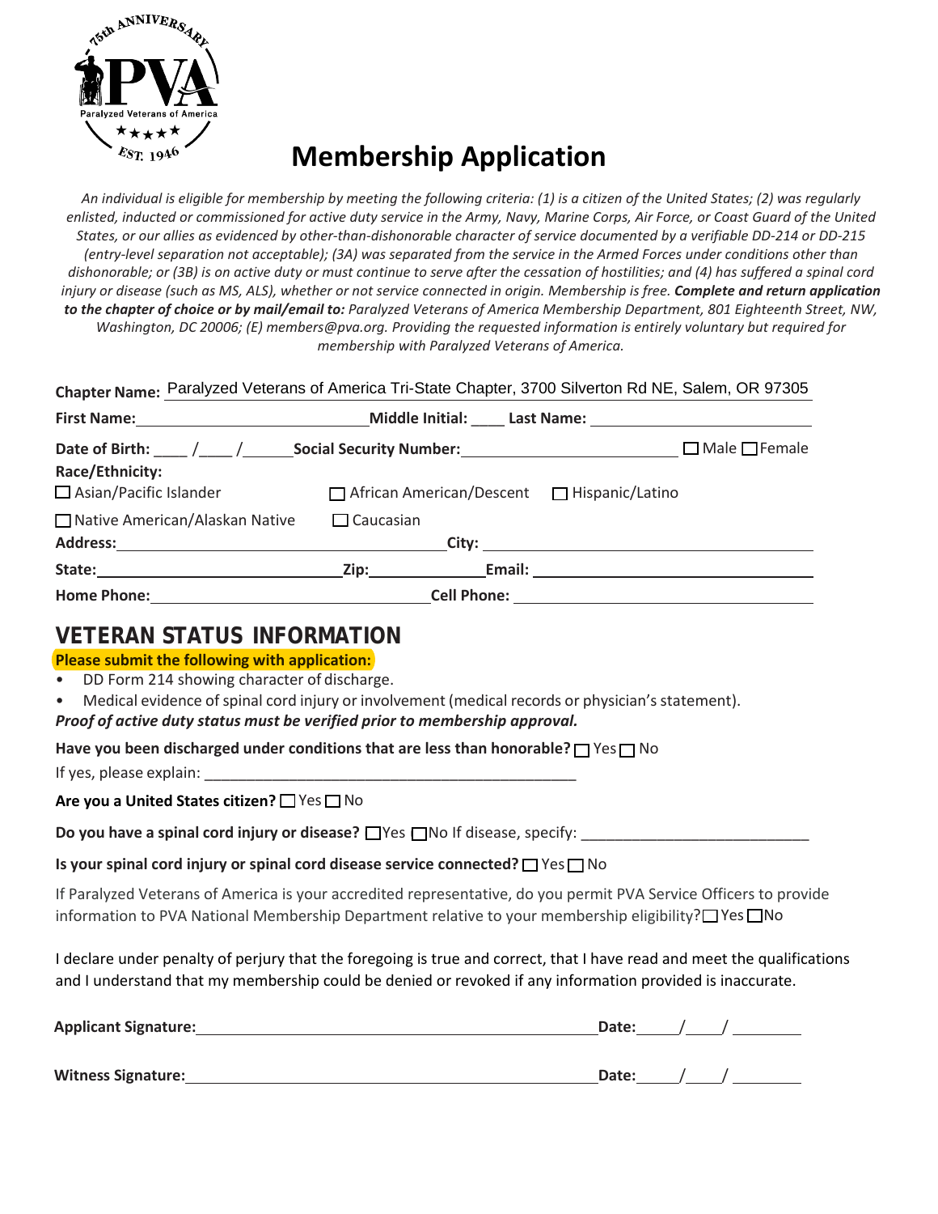# Membership Application

*An individual is eligible for membership by meeting the following criteria: (1) is a citizen of the United States; (2) was regularly enlisted, inducted or commissioned for active duty service in the Army, Navy, Marine Corps, Air Force, or Coast Guard of the United States, or our allies as evidenced by other-than-dishonorable character of service documented by a verifiable DD-214 or DD-215 (entry-level separation not acceptable); (3A) was separated from the service in the Armed Forces under conditions other than dishonorable; or (3B) is on active duty or must continue to serve after the cessation of hostilities; and (4) has suffered a spinal cord injury or disease (such as MS, ALS), whether or not service connected in origin. Membership is free.* ***Complete and return application to the chapter of choice or by mail/email to:*** *Paralyzed Veterans of America Membership Department, 801 Eighteenth Street, NW, Washington, DC 20006; (E) members@pva.org. Providing the requested information is entirely voluntary but required for membership with Paralyzed Veterans of America.*

**Chapter Name:** Paralyzed Veterans of America Tri-State Chapter, 3700 Silverton Rd NE, Salem, OR 97305

**First Name:** ______________________ **Middle Initial:** ____ **Last Name:** ______________________

**Date of Birth:** ____ /____ /______ **Social Security Number:** ______________________ ☐ Male ☐ Female

**Race/Ethnicity:**

☐ Asian/Pacific Islander ☐ African American/Descent ☐ Hispanic/Latino

☐ Native American/Alaskan Native ☐ Caucasian

**Address:** ______________________ **City:** ______________________

**State:** ______________ **Zip:** __________ **Email:** ______________________

**Home Phone:** ______________________ **Cell Phone:** ______________________

## VETERAN STATUS INFORMATION

**Please submit the following with application:**

- DD Form 214 showing character of discharge.
- Medical evidence of spinal cord injury or involvement (medical records or physician's statement).

***Proof of active duty status must be verified prior to membership approval.***

**Have you been discharged under conditions that are less than honorable?** ☐ Yes ☐ No

If yes, please explain: ____________________________________________

**Are you a United States citizen?** ☐ Yes ☐ No

**Do you have a spinal cord injury or disease?** ☐ Yes ☐ No If disease, specify: ___________________________

**Is your spinal cord injury or spinal cord disease service connected?** ☐ Yes ☐ No

If Paralyzed Veterans of America is your accredited representative, do you permit PVA Service Officers to provide information to PVA National Membership Department relative to your membership eligibility? ☐ Yes ☐ No

I declare under penalty of perjury that the foregoing is true and correct, that I have read and meet the qualifications and I understand that my membership could be denied or revoked if any information provided is inaccurate.

**Applicant Signature:** ______________________________________________ **Date:** _____/____/ ________

**Witness Signature:** ______________________________________________ **Date:** _____/____/ ________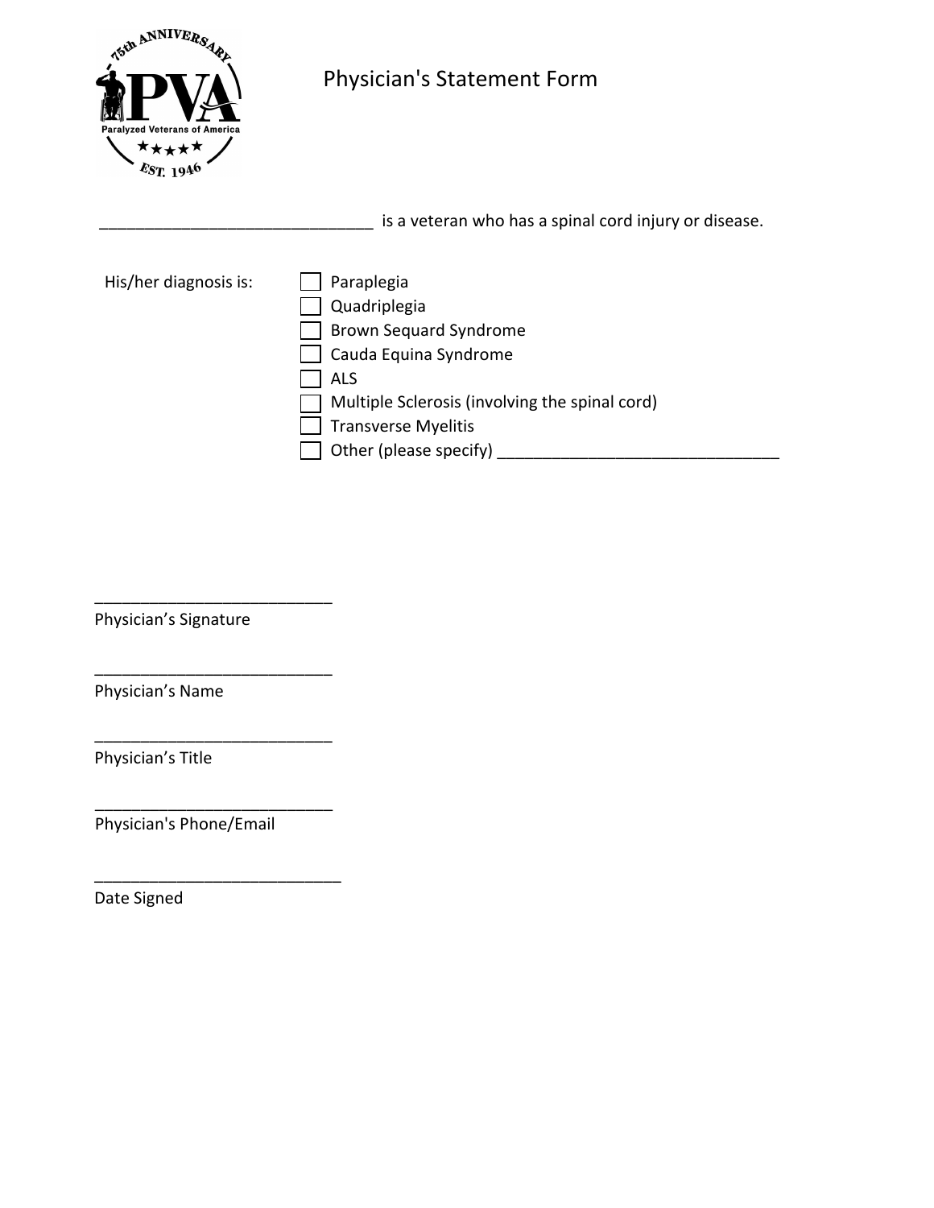# Physician's Statement Form

______________________________ is a veteran who has a spinal cord injury or disease.

His/her diagnosis is:

- ☐ Paraplegia
- ☐ Quadriplegia
- ☐ Brown Sequard Syndrome
- ☐ Cauda Equina Syndrome
- ☐ ALS
- ☐ Multiple Sclerosis (involving the spinal cord)
- ☐ Transverse Myelitis
- ☐ Other (please specify) ______________________________

__________________________
Physician's Signature

__________________________
Physician's Name

__________________________
Physician's Title

__________________________
Physician's Phone/Email

___________________________
Date Signed